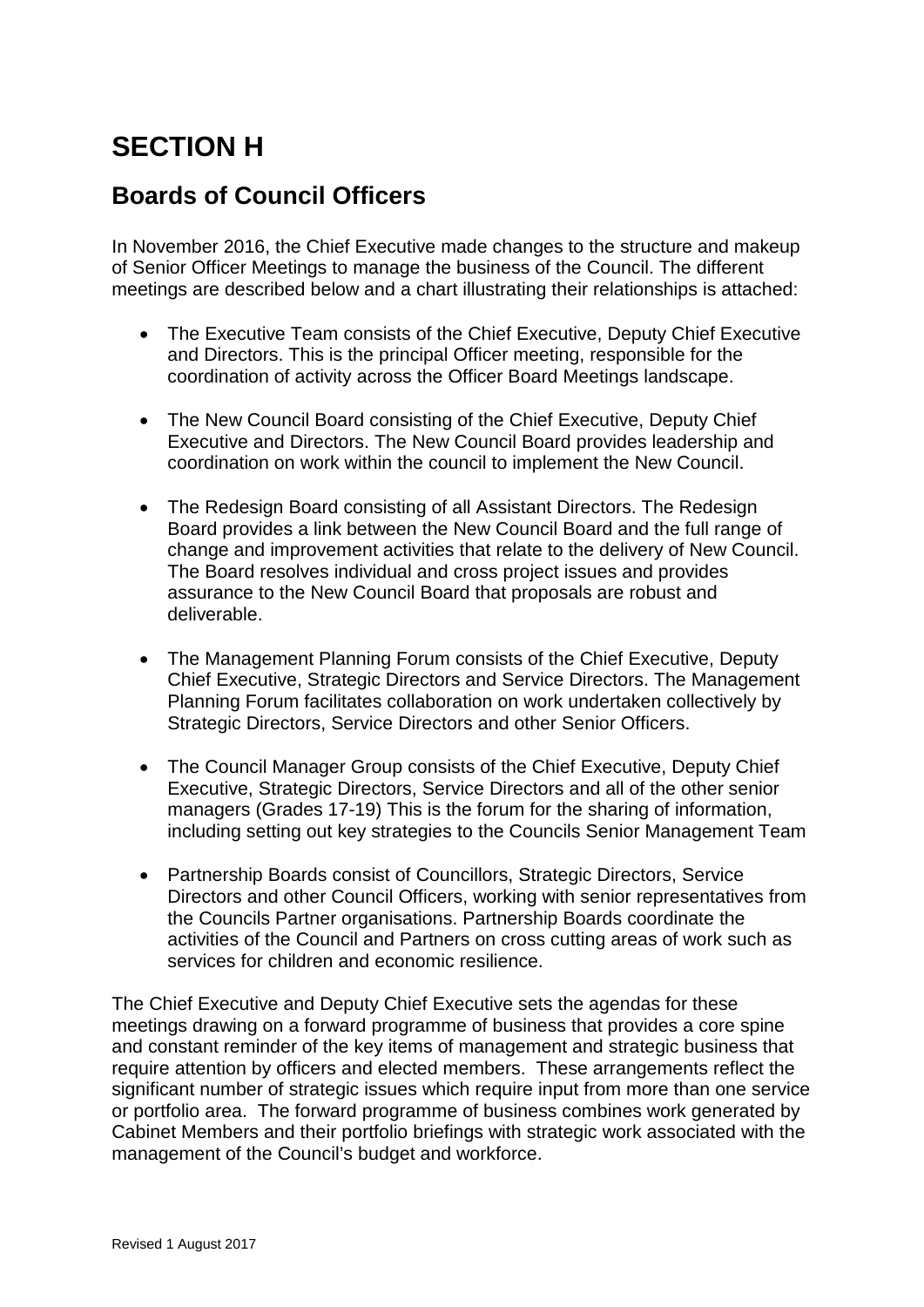# SECTION H

## Boards of Council Officers

In November 2016, the Chief Executive made changes to the structure and makeup of Senior Officer Meetings to manage the business of the Council. The different meetings are described below and a chart illustrating their relationships is attached:

- The Executive Team consists of the Chief Executive, Deputy Chief Executive and Directors. This is the principal Officer meeting, responsible for the coordination of activity across the Officer Board Meetings landscape.

- The New Council Board consisting of the Chief Executive, Deputy Chief Executive and Directors. The New Council Board provides leadership and coordination on work within the council to implement the New Council.

- The Redesign Board consisting of all Assistant Directors. The Redesign Board provides a link between the New Council Board and the full range of change and improvement activities that relate to the delivery of New Council. The Board resolves individual and cross project issues and provides assurance to the New Council Board that proposals are robust and deliverable.

- The Management Planning Forum consists of the Chief Executive, Deputy Chief Executive, Strategic Directors and Service Directors. The Management Planning Forum facilitates collaboration on work undertaken collectively by Strategic Directors, Service Directors and other Senior Officers.

- The Council Manager Group consists of the Chief Executive, Deputy Chief Executive, Strategic Directors, Service Directors and all of the other senior managers (Grades 17-19) This is the forum for the sharing of information, including setting out key strategies to the Councils Senior Management Team

- Partnership Boards consist of Councillors, Strategic Directors, Service Directors and other Council Officers, working with senior representatives from the Councils Partner organisations. Partnership Boards coordinate the activities of the Council and Partners on cross cutting areas of work such as services for children and economic resilience.

The Chief Executive and Deputy Chief Executive sets the agendas for these meetings drawing on a forward programme of business that provides a core spine and constant reminder of the key items of management and strategic business that require attention by officers and elected members. These arrangements reflect the significant number of strategic issues which require input from more than one service or portfolio area. The forward programme of business combines work generated by Cabinet Members and their portfolio briefings with strategic work associated with the management of the Council's budget and workforce.

Revised 1 August 2017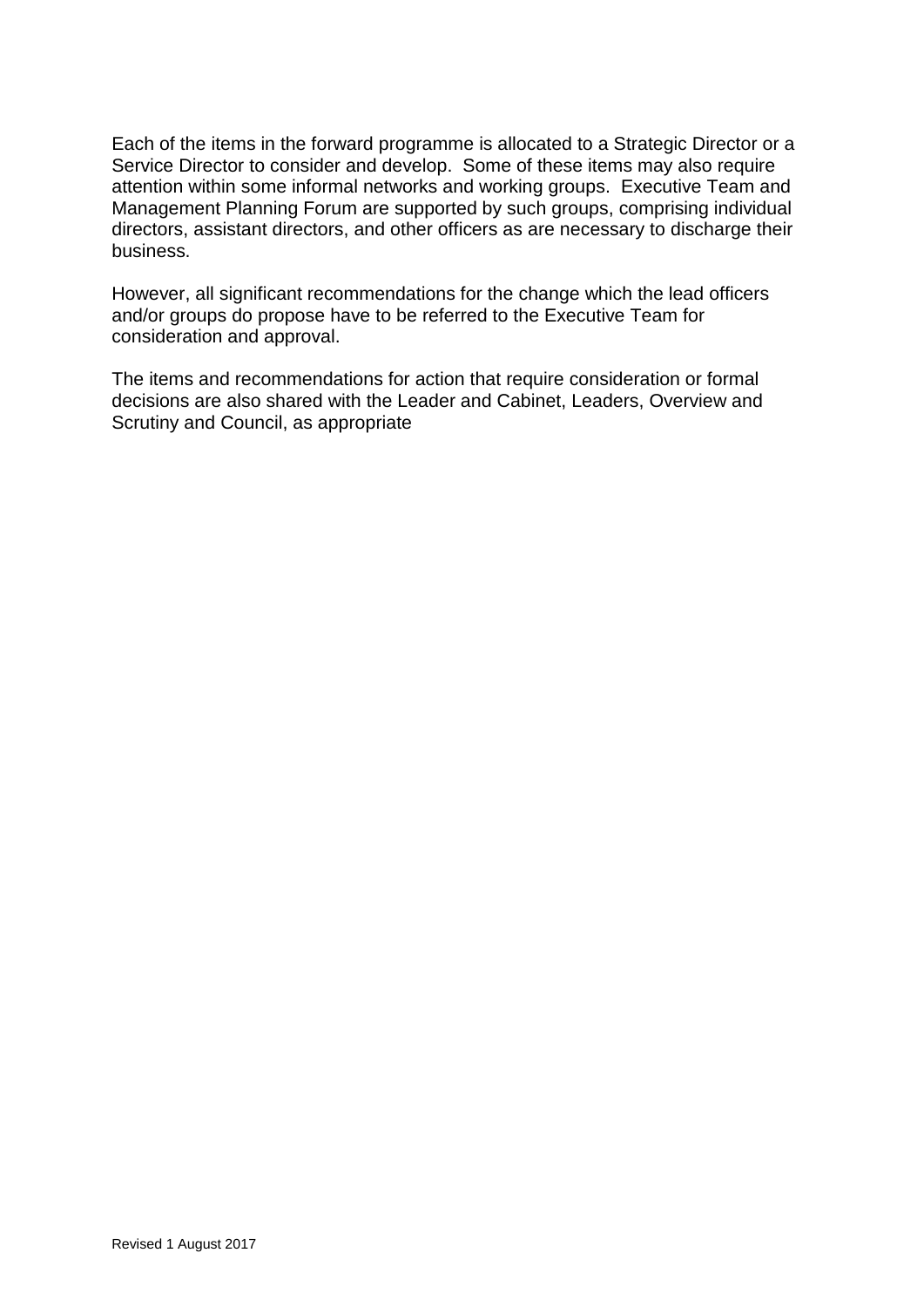Each of the items in the forward programme is allocated to a Strategic Director or a Service Director to consider and develop. Some of these items may also require attention within some informal networks and working groups. Executive Team and Management Planning Forum are supported by such groups, comprising individual directors, assistant directors, and other officers as are necessary to discharge their business.

However, all significant recommendations for the change which the lead officers and/or groups do propose have to be referred to the Executive Team for consideration and approval.

The items and recommendations for action that require consideration or formal decisions are also shared with the Leader and Cabinet, Leaders, Overview and Scrutiny and Council, as appropriate

Revised 1 August 2017